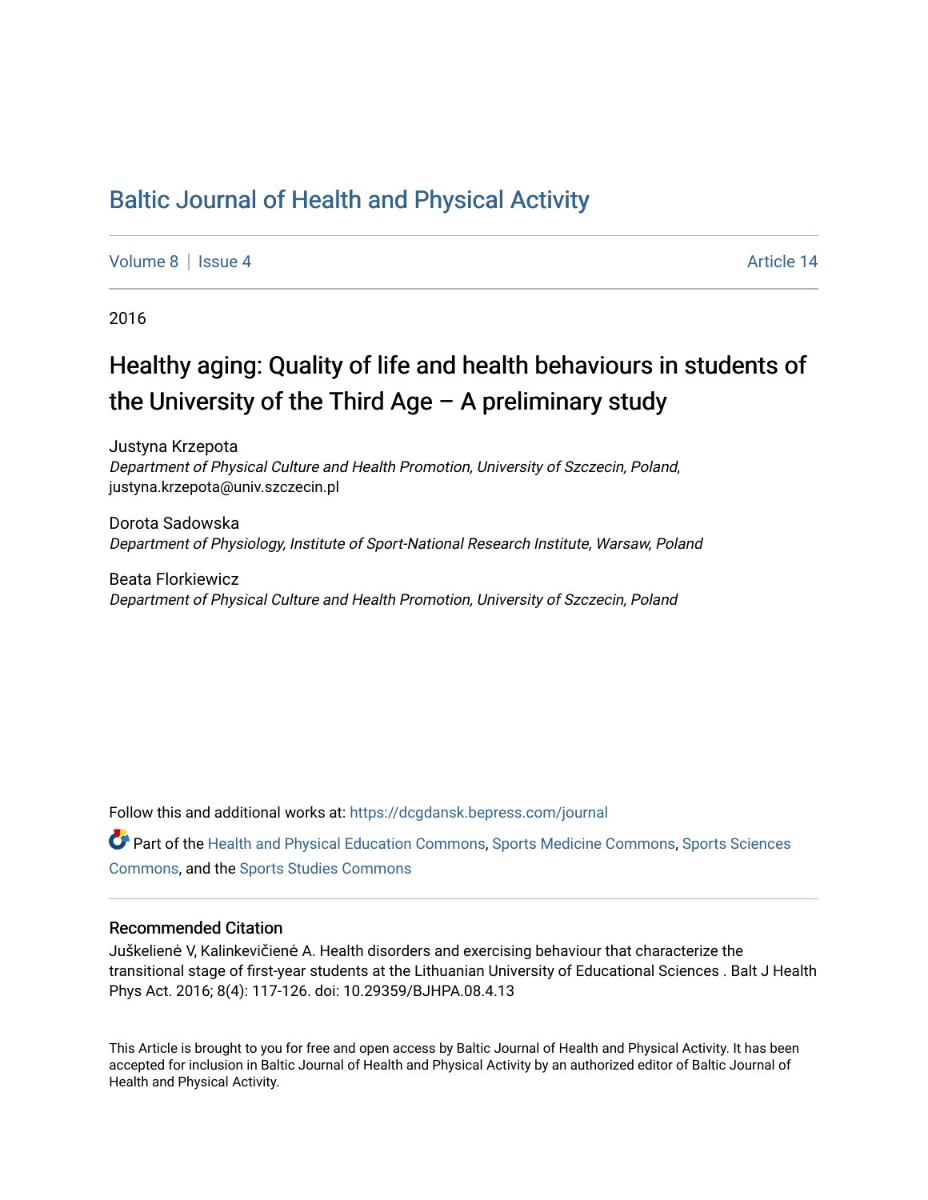# Baltic Journal of Health and Physical Activity

Volume 8 | Issue 4 | Article 14

2016

## Healthy aging: Quality of life and health behaviours in students of the University of the Third Age – A preliminary study

Justyna Krzepota
*Department of Physical Culture and Health Promotion, University of Szczecin, Poland*, justyna.krzepota@univ.szczecin.pl

Dorota Sadowska
*Department of Physiology, Institute of Sport-National Research Institute, Warsaw, Poland*

Beata Florkiewicz
*Department of Physical Culture and Health Promotion, University of Szczecin, Poland*

Follow this and additional works at: https://dcgdansk.bepress.com/journal

Part of the Health and Physical Education Commons, Sports Medicine Commons, Sports Sciences Commons, and the Sports Studies Commons

### Recommended Citation

Juškelienė V, Kalinkevičienė A. Health disorders and exercising behaviour that characterize the transitional stage of first-year students at the Lithuanian University of Educational Sciences . Balt J Health Phys Act. 2016; 8(4): 117-126. doi: 10.29359/BJHPA.08.4.13

This Article is brought to you for free and open access by Baltic Journal of Health and Physical Activity. It has been accepted for inclusion in Baltic Journal of Health and Physical Activity by an authorized editor of Baltic Journal of Health and Physical Activity.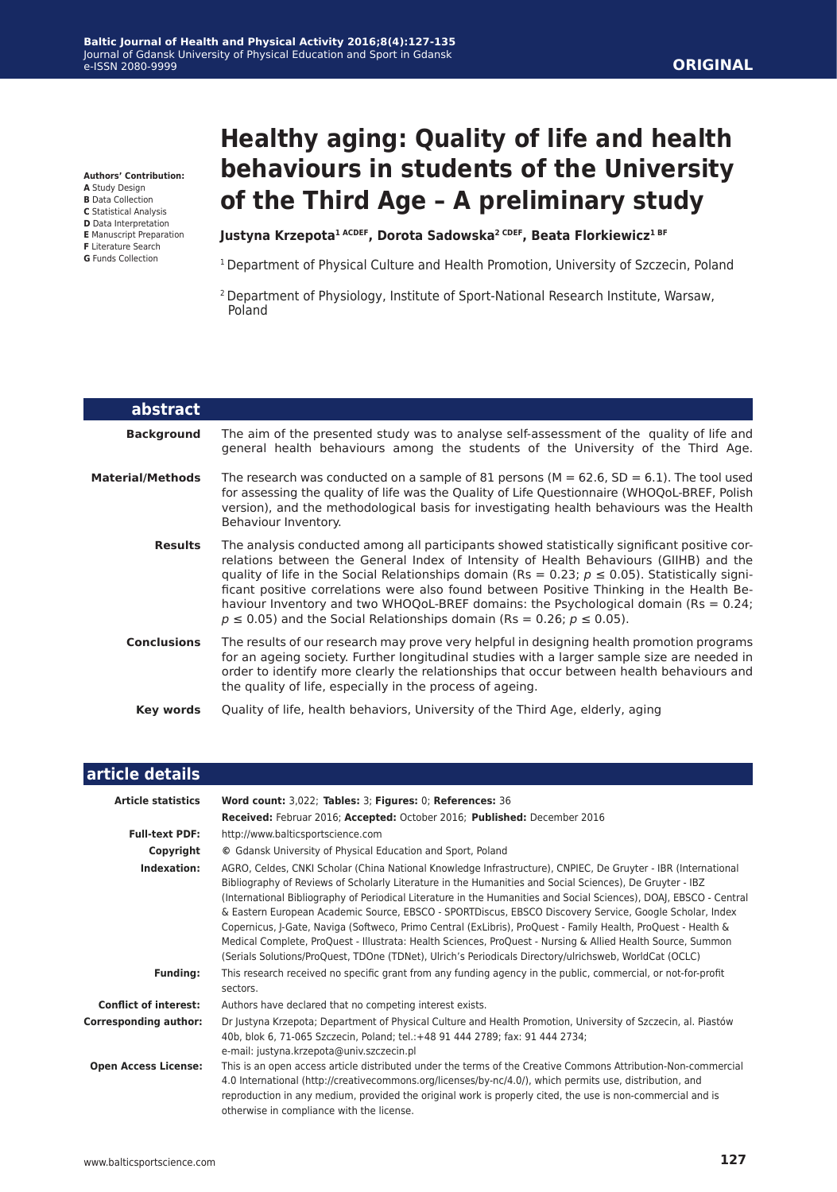**Authors' Contribution:**
**A** Study Design
**B** Data Collection
**C** Statistical Analysis
**D** Data Interpretation
**E** Manuscript Preparation
**F** Literature Search
**G** Funds Collection

ORIGINAL

# Healthy aging: Quality of life and health behaviours in students of the University of the Third Age – A preliminary study

**Justyna Krzepota[1 ACDEF], Dorota Sadowska[2 CDEF], Beata Florkiewicz[1 BF]**

[1] Department of Physical Culture and Health Promotion, University of Szczecin, Poland

[2] Department of Physiology, Institute of Sport-National Research Institute, Warsaw, Poland

## abstract

**Background**
The aim of the presented study was to analyse self-assessment of the quality of life and general health behaviours among the students of the University of the Third Age.

**Material/Methods**
The research was conducted on a sample of 81 persons (M = 62.6, SD = 6.1). The tool used for assessing the quality of life was the Quality of Life Questionnaire (WHOQoL-BREF, Polish version), and the methodological basis for investigating health behaviours was the Health Behaviour Inventory.

**Results**
The analysis conducted among all participants showed statistically significant positive correlations between the General Index of Intensity of Health Behaviours (GIIHB) and the quality of life in the Social Relationships domain (Rs = 0.23; $p \leq 0.05$). Statistically significant positive correlations were also found between Positive Thinking in the Health Behaviour Inventory and two WHOQoL-BREF domains: the Psychological domain (Rs = 0.24; $p \leq 0.05$) and the Social Relationships domain (Rs = 0.26; $p \leq 0.05$).

**Conclusions**
The results of our research may prove very helpful in designing health promotion programs for an ageing society. Further longitudinal studies with a larger sample size are needed in order to identify more clearly the relationships that occur between health behaviours and the quality of life, especially in the process of ageing.

**Key words**
Quality of life, health behaviors, University of the Third Age, elderly, aging

## article details

**Article statistics**
**Word count:** 3,022; **Tables:** 3; **Figures:** 0; **References:** 36
**Received:** Februar 2016; **Accepted:** October 2016; **Published:** December 2016

**Full-text PDF:**
http://www.balticsportscience.com

**Copyright**
© Gdansk University of Physical Education and Sport, Poland

**Indexation:**
AGRO, Celdes, CNKI Scholar (China National Knowledge Infrastructure), CNPIEC, De Gruyter - IBR (International Bibliography of Reviews of Scholarly Literature in the Humanities and Social Sciences), De Gruyter - IBZ (International Bibliography of Periodical Literature in the Humanities and Social Sciences), DOAJ, EBSCO - Central & Eastern European Academic Source, EBSCO - SPORTDiscus, EBSCO Discovery Service, Google Scholar, Index Copernicus, J-Gate, Naviga (Softweco, Primo Central (ExLibris), ProQuest - Family Health, ProQuest - Health & Medical Complete, ProQuest - Illustrata: Health Sciences, ProQuest - Nursing & Allied Health Source, Summon (Serials Solutions/ProQuest, TDOne (TDNet), Ulrich's Periodicals Directory/ulrichsweb, WorldCat (OCLC)

**Funding:**
This research received no specific grant from any funding agency in the public, commercial, or not-for-profit sectors.

**Conflict of interest:**
Authors have declared that no competing interest exists.

**Corresponding author:**
Dr Justyna Krzepota; Department of Physical Culture and Health Promotion, University of Szczecin, al. Piastów 40b, blok 6, 71-065 Szczecin, Poland; tel.:+48 91 444 2789; fax: 91 444 2734;
e-mail: justyna.krzepota@univ.szczecin.pl

**Open Access License:**
This is an open access article distributed under the terms of the Creative Commons Attribution-Non-commercial 4.0 International (http://creativecommons.org/licenses/by-nc/4.0/), which permits use, distribution, and reproduction in any medium, provided the original work is properly cited, the use is non-commercial and is otherwise in compliance with the license.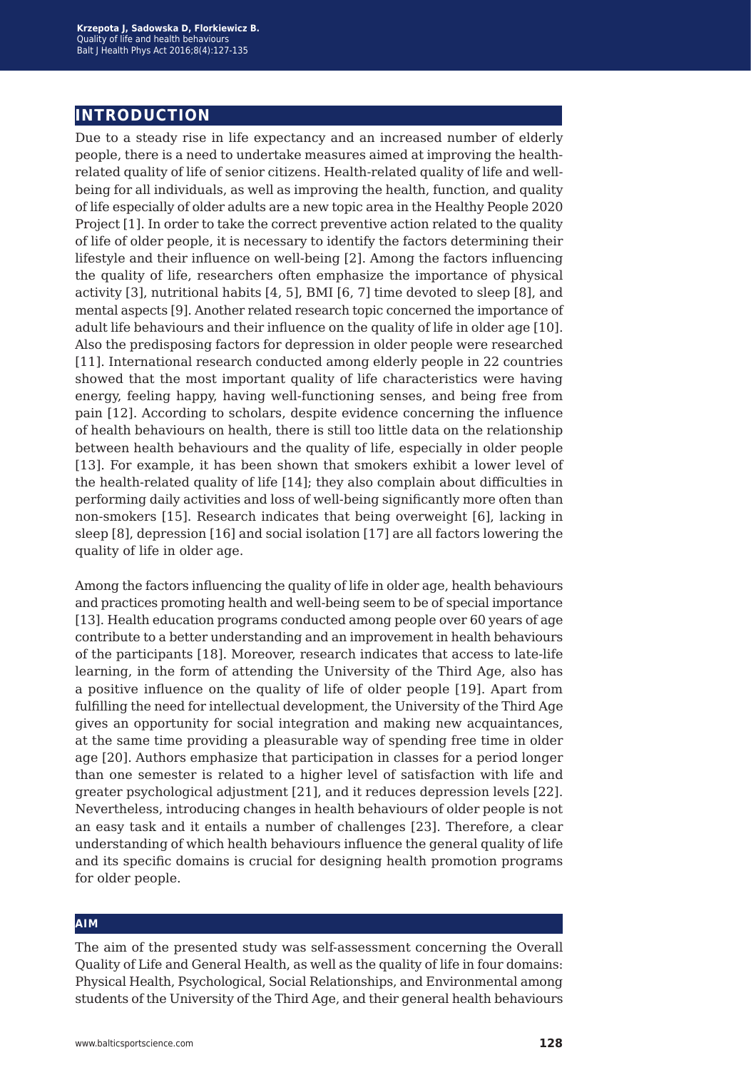## INTRODUCTION

Due to a steady rise in life expectancy and an increased number of elderly people, there is a need to undertake measures aimed at improving the health-related quality of life of senior citizens. Health-related quality of life and well-being for all individuals, as well as improving the health, function, and quality of life especially of older adults are a new topic area in the Healthy People 2020 Project [1]. In order to take the correct preventive action related to the quality of life of older people, it is necessary to identify the factors determining their lifestyle and their influence on well-being [2]. Among the factors influencing the quality of life, researchers often emphasize the importance of physical activity [3], nutritional habits [4, 5], BMI [6, 7] time devoted to sleep [8], and mental aspects [9]. Another related research topic concerned the importance of adult life behaviours and their influence on the quality of life in older age [10]. Also the predisposing factors for depression in older people were researched [11]. International research conducted among elderly people in 22 countries showed that the most important quality of life characteristics were having energy, feeling happy, having well-functioning senses, and being free from pain [12]. According to scholars, despite evidence concerning the influence of health behaviours on health, there is still too little data on the relationship between health behaviours and the quality of life, especially in older people [13]. For example, it has been shown that smokers exhibit a lower level of the health-related quality of life [14]; they also complain about difficulties in performing daily activities and loss of well-being significantly more often than non-smokers [15]. Research indicates that being overweight [6], lacking in sleep [8], depression [16] and social isolation [17] are all factors lowering the quality of life in older age.

Among the factors influencing the quality of life in older age, health behaviours and practices promoting health and well-being seem to be of special importance [13]. Health education programs conducted among people over 60 years of age contribute to a better understanding and an improvement in health behaviours of the participants [18]. Moreover, research indicates that access to late-life learning, in the form of attending the University of the Third Age, also has a positive influence on the quality of life of older people [19]. Apart from fulfilling the need for intellectual development, the University of the Third Age gives an opportunity for social integration and making new acquaintances, at the same time providing a pleasurable way of spending free time in older age [20]. Authors emphasize that participation in classes for a period longer than one semester is related to a higher level of satisfaction with life and greater psychological adjustment [21], and it reduces depression levels [22]. Nevertheless, introducing changes in health behaviours of older people is not an easy task and it entails a number of challenges [23]. Therefore, a clear understanding of which health behaviours influence the general quality of life and its specific domains is crucial for designing health promotion programs for older people.

### AIM

The aim of the presented study was self-assessment concerning the Overall Quality of Life and General Health, as well as the quality of life in four domains: Physical Health, Psychological, Social Relationships, and Environmental among students of the University of the Third Age, and their general health behaviours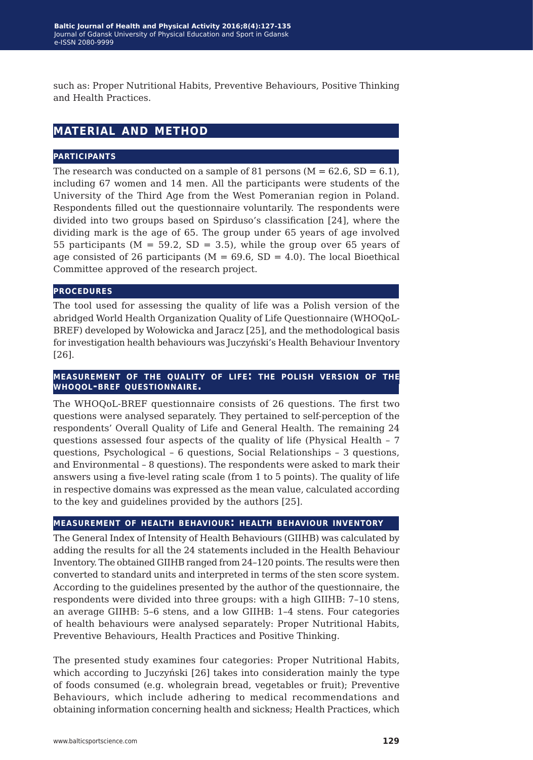such as: Proper Nutritional Habits, Preventive Behaviours, Positive Thinking and Health Practices.

## MATERIAL AND METHOD

### PARTICIPANTS

The research was conducted on a sample of 81 persons (M = 62.6, SD = 6.1), including 67 women and 14 men. All the participants were students of the University of the Third Age from the West Pomeranian region in Poland. Respondents filled out the questionnaire voluntarily. The respondents were divided into two groups based on Spirduso's classification [24], where the dividing mark is the age of 65. The group under 65 years of age involved 55 participants (M = 59.2, SD = 3.5), while the group over 65 years of age consisted of 26 participants (M = 69.6, SD = 4.0). The local Bioethical Committee approved of the research project.

### PROCEDURES

The tool used for assessing the quality of life was a Polish version of the abridged World Health Organization Quality of Life Questionnaire (WHOQoL-BREF) developed by Wołowicka and Jaracz [25], and the methodological basis for investigation health behaviours was Juczyński's Health Behaviour Inventory [26].

### MEASUREMENT OF THE QUALITY OF LIFE: THE POLISH VERSION OF THE WHOQOL-BREF QUESTIONNAIRE.

The WHOQoL-BREF questionnaire consists of 26 questions. The first two questions were analysed separately. They pertained to self-perception of the respondents' Overall Quality of Life and General Health. The remaining 24 questions assessed four aspects of the quality of life (Physical Health – 7 questions, Psychological – 6 questions, Social Relationships – 3 questions, and Environmental – 8 questions). The respondents were asked to mark their answers using a five-level rating scale (from 1 to 5 points). The quality of life in respective domains was expressed as the mean value, calculated according to the key and guidelines provided by the authors [25].

### MEASUREMENT OF HEALTH BEHAVIOUR: HEALTH BEHAVIOUR INVENTORY

The General Index of Intensity of Health Behaviours (GIIHB) was calculated by adding the results for all the 24 statements included in the Health Behaviour Inventory. The obtained GIIHB ranged from 24–120 points. The results were then converted to standard units and interpreted in terms of the sten score system. According to the guidelines presented by the author of the questionnaire, the respondents were divided into three groups: with a high GIIHB: 7–10 stens, an average GIIHB: 5–6 stens, and a low GIIHB: 1–4 stens. Four categories of health behaviours were analysed separately: Proper Nutritional Habits, Preventive Behaviours, Health Practices and Positive Thinking.

The presented study examines four categories: Proper Nutritional Habits, which according to Juczyński [26] takes into consideration mainly the type of foods consumed (e.g. wholegrain bread, vegetables or fruit); Preventive Behaviours, which include adhering to medical recommendations and obtaining information concerning health and sickness; Health Practices, which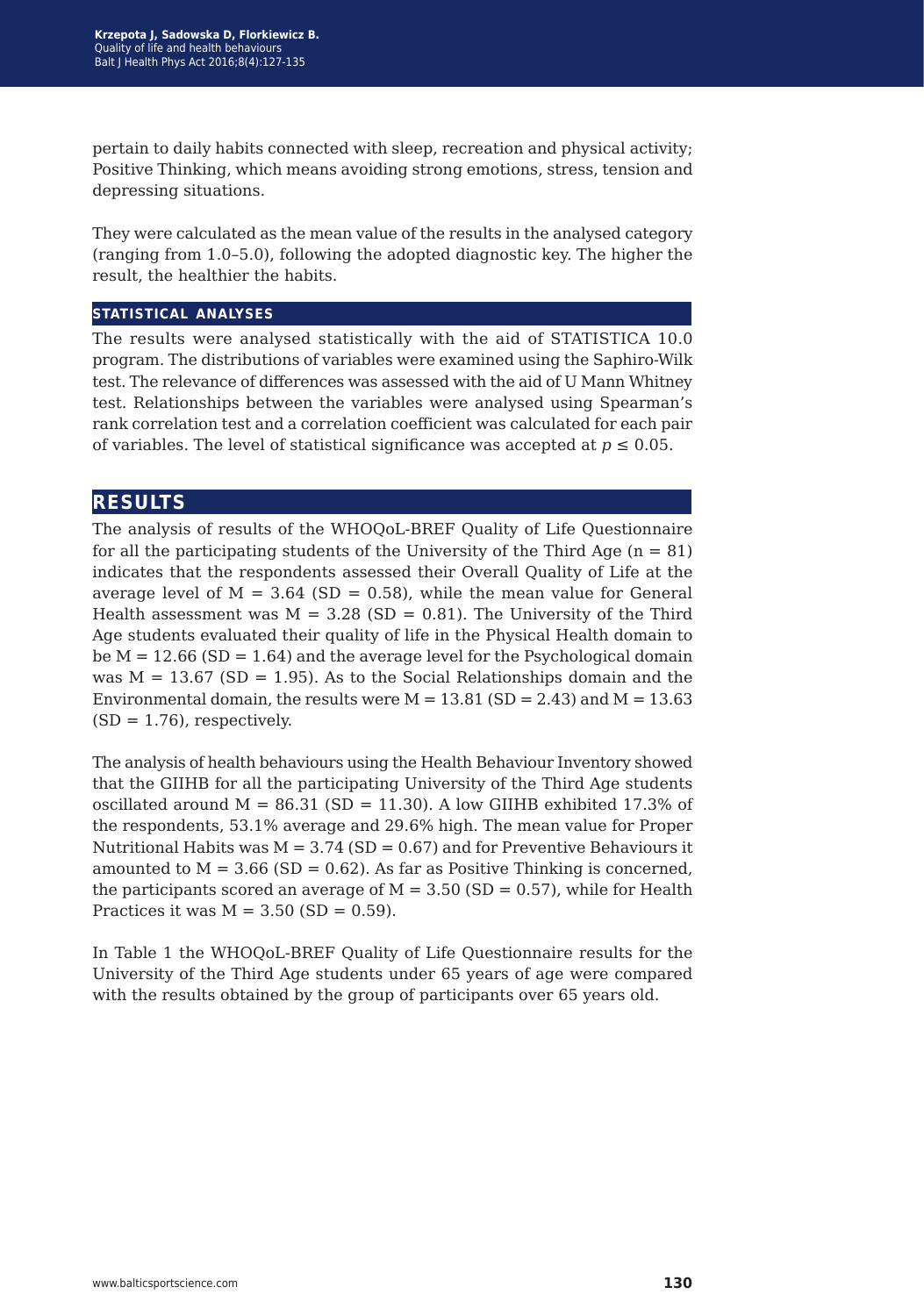pertain to daily habits connected with sleep, recreation and physical activity; Positive Thinking, which means avoiding strong emotions, stress, tension and depressing situations.

They were calculated as the mean value of the results in the analysed category (ranging from 1.0–5.0), following the adopted diagnostic key. The higher the result, the healthier the habits.

### statistical analyses

The results were analysed statistically with the aid of STATISTICA 10.0 program. The distributions of variables were examined using the Saphiro-Wilk test. The relevance of differences was assessed with the aid of U Mann Whitney test. Relationships between the variables were analysed using Spearman's rank correlation test and a correlation coefficient was calculated for each pair of variables. The level of statistical significance was accepted at $p \leq 0.05$.

## results

The analysis of results of the WHOQoL-BREF Quality of Life Questionnaire for all the participating students of the University of the Third Age ($n = 81$) indicates that the respondents assessed their Overall Quality of Life at the average level of $M = 3.64$ ($SD = 0.58$), while the mean value for General Health assessment was $M = 3.28$ ($SD = 0.81$). The University of the Third Age students evaluated their quality of life in the Physical Health domain to be $M = 12.66$ ($SD = 1.64$) and the average level for the Psychological domain was $M = 13.67$ ($SD = 1.95$). As to the Social Relationships domain and the Environmental domain, the results were $M = 13.81$ ($SD = 2.43$) and $M = 13.63$ ($SD = 1.76$), respectively.

The analysis of health behaviours using the Health Behaviour Inventory showed that the GIIHB for all the participating University of the Third Age students oscillated around $M = 86.31$ ($SD = 11.30$). A low GIIHB exhibited 17.3% of the respondents, 53.1% average and 29.6% high. The mean value for Proper Nutritional Habits was $M = 3.74$ ($SD = 0.67$) and for Preventive Behaviours it amounted to $M = 3.66$ ($SD = 0.62$). As far as Positive Thinking is concerned, the participants scored an average of $M = 3.50$ ($SD = 0.57$), while for Health Practices it was $M = 3.50$ ($SD = 0.59$).

In Table 1 the WHOQoL-BREF Quality of Life Questionnaire results for the University of the Third Age students under 65 years of age were compared with the results obtained by the group of participants over 65 years old.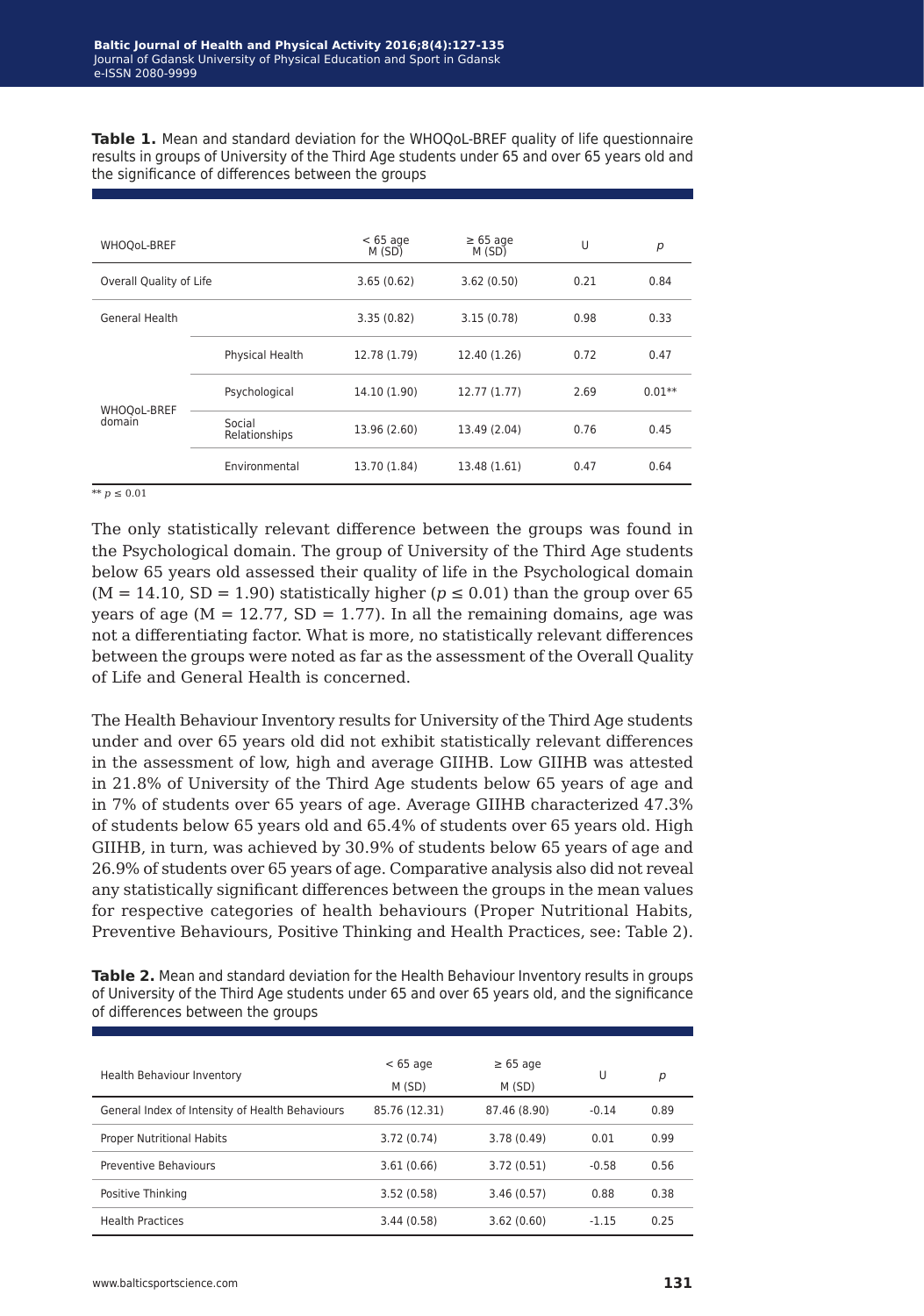**Table 1.** Mean and standard deviation for the WHOQoL-BREF quality of life questionnaire results in groups of University of the Third Age students under 65 and over 65 years old and the significance of differences between the groups

| WHOQoL-BREF | | < 65 age M (SD) | ≥ 65 age M (SD) | U | *p* |
|---|---|---|---|---|---|
| Overall Quality of Life | | 3.65 (0.62) | 3.62 (0.50) | 0.21 | 0.84 |
| General Health | | 3.35 (0.82) | 3.15 (0.78) | 0.98 | 0.33 |
| WHOQoL-BREF domain | Physical Health | 12.78 (1.79) | 12.40 (1.26) | 0.72 | 0.47 |
| | Psychological | 14.10 (1.90) | 12.77 (1.77) | 2.69 | 0.01** |
| | Social Relationships | 13.96 (2.60) | 13.49 (2.04) | 0.76 | 0.45 |
| | Environmental | 13.70 (1.84) | 13.48 (1.61) | 0.47 | 0.64 |

** $p \leq 0.01$

The only statistically relevant difference between the groups was found in the Psychological domain. The group of University of the Third Age students below 65 years old assessed their quality of life in the Psychological domain (M = 14.10, SD = 1.90) statistically higher ($p \leq 0.01$) than the group over 65 years of age (M = 12.77, SD = 1.77). In all the remaining domains, age was not a differentiating factor. What is more, no statistically relevant differences between the groups were noted as far as the assessment of the Overall Quality of Life and General Health is concerned.

The Health Behaviour Inventory results for University of the Third Age students under and over 65 years old did not exhibit statistically relevant differences in the assessment of low, high and average GIIHB. Low GIIHB was attested in 21.8% of University of the Third Age students below 65 years of age and in 7% of students over 65 years of age. Average GIIHB characterized 47.3% of students below 65 years old and 65.4% of students over 65 years old. High GIIHB, in turn, was achieved by 30.9% of students below 65 years of age and 26.9% of students over 65 years of age. Comparative analysis also did not reveal any statistically significant differences between the groups in the mean values for respective categories of health behaviours (Proper Nutritional Habits, Preventive Behaviours, Positive Thinking and Health Practices, see: Table 2).

**Table 2.** Mean and standard deviation for the Health Behaviour Inventory results in groups of University of the Third Age students under 65 and over 65 years old, and the significance of differences between the groups

| Health Behaviour Inventory | < 65 age M (SD) | ≥ 65 age M (SD) | U | *p* |
|---|---|---|---|---|
| General Index of Intensity of Health Behaviours | 85.76 (12.31) | 87.46 (8.90) | -0.14 | 0.89 |
| Proper Nutritional Habits | 3.72 (0.74) | 3.78 (0.49) | 0.01 | 0.99 |
| Preventive Behaviours | 3.61 (0.66) | 3.72 (0.51) | -0.58 | 0.56 |
| Positive Thinking | 3.52 (0.58) | 3.46 (0.57) | 0.88 | 0.38 |
| Health Practices | 3.44 (0.58) | 3.62 (0.60) | -1.15 | 0.25 |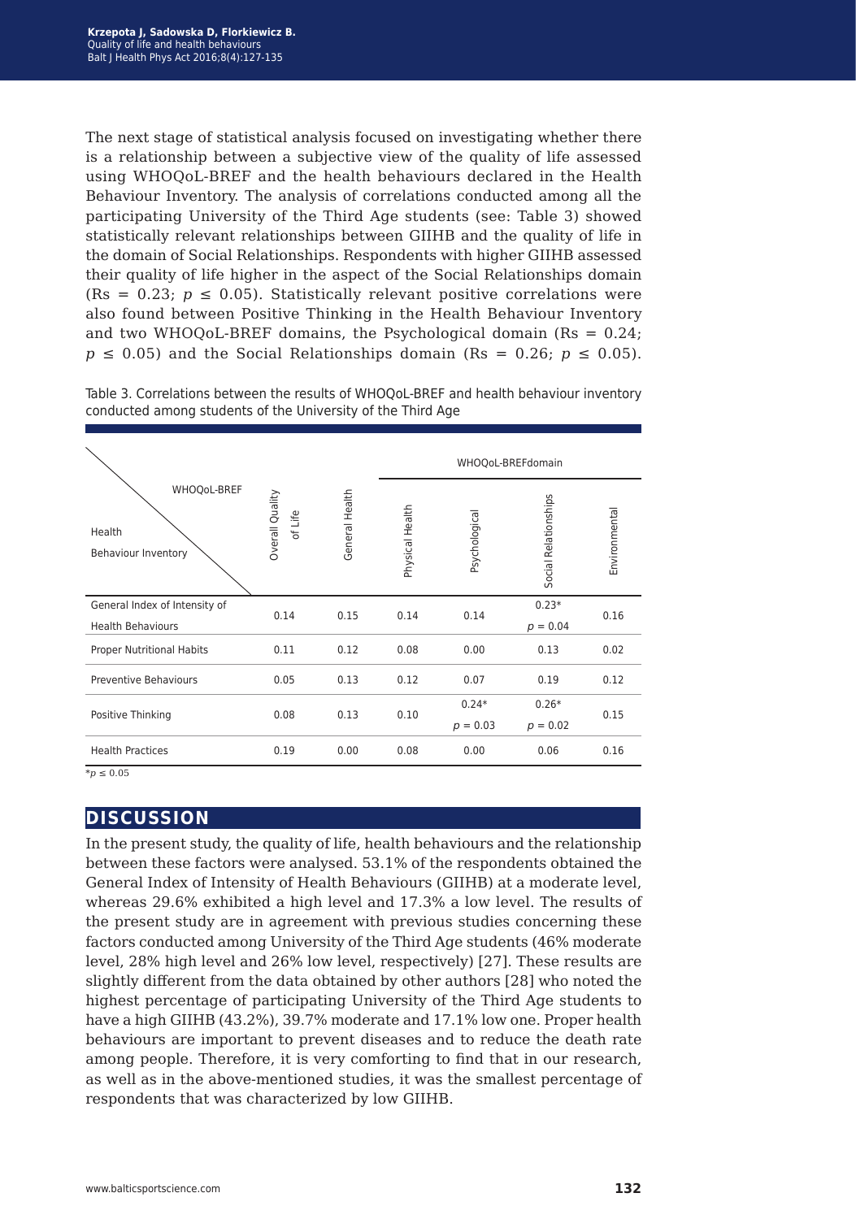The next stage of statistical analysis focused on investigating whether there is a relationship between a subjective view of the quality of life assessed using WHOQoL-BREF and the health behaviours declared in the Health Behaviour Inventory. The analysis of correlations conducted among all the participating University of the Third Age students (see: Table 3) showed statistically relevant relationships between GIIHB and the quality of life in the domain of Social Relationships. Respondents with higher GIIHB assessed their quality of life higher in the aspect of the Social Relationships domain (Rs = 0.23; $p \leq 0.05$). Statistically relevant positive correlations were also found between Positive Thinking in the Health Behaviour Inventory and two WHOQoL-BREF domains, the Psychological domain (Rs = 0.24; $p \leq 0.05$) and the Social Relationships domain (Rs = 0.26; $p \leq 0.05$).

Table 3. Correlations between the results of WHOQoL-BREF and health behaviour inventory conducted among students of the University of the Third Age

| WHOQoL-BREF / Health Behaviour Inventory | Overall Quality of Life | General Health | WHOQoL-BREFdomain | | | |
|---|---|---|---|---|---|---|
| | | | Physical Health | Psychological | Social Relationships | Environmental |
| General Index of Intensity of Health Behaviours | 0.14 | 0.15 | 0.14 | 0.14 | 0.23* $p = 0.04$ | 0.16 |
| Proper Nutritional Habits | 0.11 | 0.12 | 0.08 | 0.00 | 0.13 | 0.02 |
| Preventive Behaviours | 0.05 | 0.13 | 0.12 | 0.07 | 0.19 | 0.12 |
| Positive Thinking | 0.08 | 0.13 | 0.10 | 0.24* $p = 0.03$ | 0.26* $p = 0.02$ | 0.15 |
| Health Practices | 0.19 | 0.00 | 0.08 | 0.00 | 0.06 | 0.16 |

*$p \leq 0.05$

## DISCUSSION

In the present study, the quality of life, health behaviours and the relationship between these factors were analysed. 53.1% of the respondents obtained the General Index of Intensity of Health Behaviours (GIIHB) at a moderate level, whereas 29.6% exhibited a high level and 17.3% a low level. The results of the present study are in agreement with previous studies concerning these factors conducted among University of the Third Age students (46% moderate level, 28% high level and 26% low level, respectively) [27]. These results are slightly different from the data obtained by other authors [28] who noted the highest percentage of participating University of the Third Age students to have a high GIIHB (43.2%), 39.7% moderate and 17.1% low one. Proper health behaviours are important to prevent diseases and to reduce the death rate among people. Therefore, it is very comforting to find that in our research, as well as in the above-mentioned studies, it was the smallest percentage of respondents that was characterized by low GIIHB.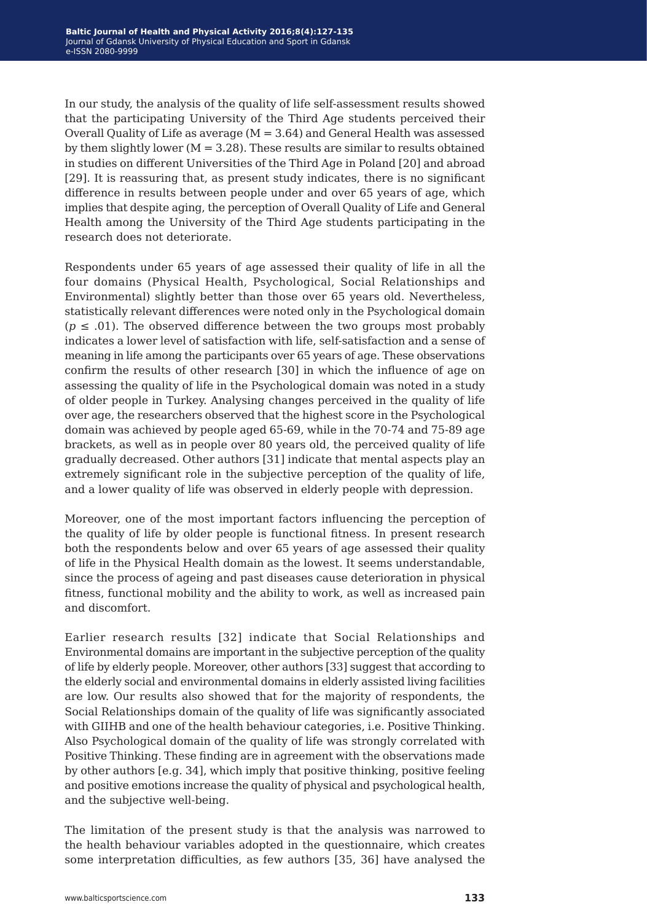In our study, the analysis of the quality of life self-assessment results showed that the participating University of the Third Age students perceived their Overall Quality of Life as average (M = 3.64) and General Health was assessed by them slightly lower (M = 3.28). These results are similar to results obtained in studies on different Universities of the Third Age in Poland [20] and abroad [29]. It is reassuring that, as present study indicates, there is no significant difference in results between people under and over 65 years of age, which implies that despite aging, the perception of Overall Quality of Life and General Health among the University of the Third Age students participating in the research does not deteriorate.

Respondents under 65 years of age assessed their quality of life in all the four domains (Physical Health, Psychological, Social Relationships and Environmental) slightly better than those over 65 years old. Nevertheless, statistically relevant differences were noted only in the Psychological domain ($p \leq .01$). The observed difference between the two groups most probably indicates a lower level of satisfaction with life, self-satisfaction and a sense of meaning in life among the participants over 65 years of age. These observations confirm the results of other research [30] in which the influence of age on assessing the quality of life in the Psychological domain was noted in a study of older people in Turkey. Analysing changes perceived in the quality of life over age, the researchers observed that the highest score in the Psychological domain was achieved by people aged 65-69, while in the 70-74 and 75-89 age brackets, as well as in people over 80 years old, the perceived quality of life gradually decreased. Other authors [31] indicate that mental aspects play an extremely significant role in the subjective perception of the quality of life, and a lower quality of life was observed in elderly people with depression.

Moreover, one of the most important factors influencing the perception of the quality of life by older people is functional fitness. In present research both the respondents below and over 65 years of age assessed their quality of life in the Physical Health domain as the lowest. It seems understandable, since the process of ageing and past diseases cause deterioration in physical fitness, functional mobility and the ability to work, as well as increased pain and discomfort.

Earlier research results [32] indicate that Social Relationships and Environmental domains are important in the subjective perception of the quality of life by elderly people. Moreover, other authors [33] suggest that according to the elderly social and environmental domains in elderly assisted living facilities are low. Our results also showed that for the majority of respondents, the Social Relationships domain of the quality of life was significantly associated with GIIHB and one of the health behaviour categories, i.e. Positive Thinking. Also Psychological domain of the quality of life was strongly correlated with Positive Thinking. These finding are in agreement with the observations made by other authors [e.g. 34], which imply that positive thinking, positive feeling and positive emotions increase the quality of physical and psychological health, and the subjective well-being.

The limitation of the present study is that the analysis was narrowed to the health behaviour variables adopted in the questionnaire, which creates some interpretation difficulties, as few authors [35, 36] have analysed the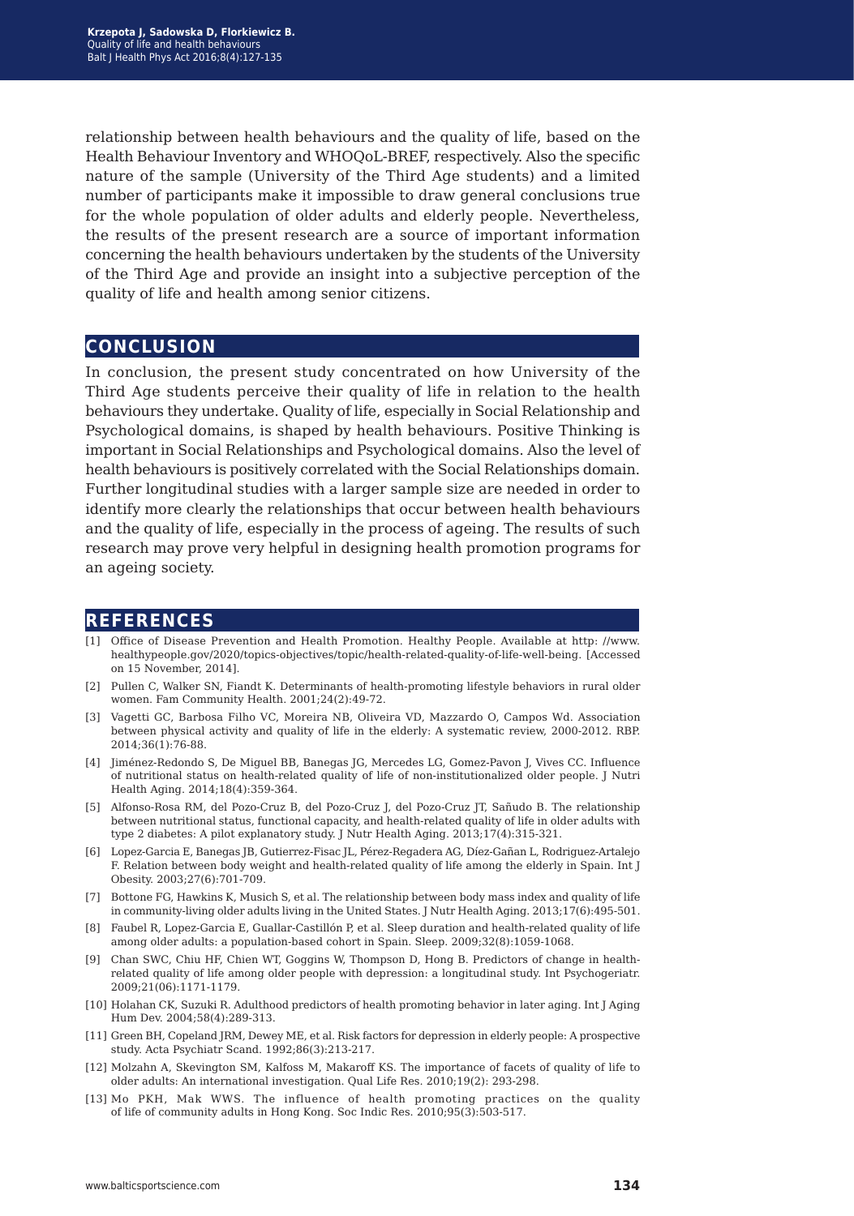relationship between health behaviours and the quality of life, based on the Health Behaviour Inventory and WHOQoL-BREF, respectively. Also the specific nature of the sample (University of the Third Age students) and a limited number of participants make it impossible to draw general conclusions true for the whole population of older adults and elderly people. Nevertheless, the results of the present research are a source of important information concerning the health behaviours undertaken by the students of the University of the Third Age and provide an insight into a subjective perception of the quality of life and health among senior citizens.

## CONCLUSION

In conclusion, the present study concentrated on how University of the Third Age students perceive their quality of life in relation to the health behaviours they undertake. Quality of life, especially in Social Relationship and Psychological domains, is shaped by health behaviours. Positive Thinking is important in Social Relationships and Psychological domains. Also the level of health behaviours is positively correlated with the Social Relationships domain. Further longitudinal studies with a larger sample size are needed in order to identify more clearly the relationships that occur between health behaviours and the quality of life, especially in the process of ageing. The results of such research may prove very helpful in designing health promotion programs for an ageing society.

## REFERENCES

[1] Office of Disease Prevention and Health Promotion. Healthy People. Available at http: //www.healthypeople.gov/2020/topics-objectives/topic/health-related-quality-of-life-well-being. [Accessed on 15 November, 2014].

[2] Pullen C, Walker SN, Fiandt K. Determinants of health-promoting lifestyle behaviors in rural older women. Fam Community Health. 2001;24(2):49-72.

[3] Vagetti GC, Barbosa Filho VC, Moreira NB, Oliveira VD, Mazzardo O, Campos Wd. Association between physical activity and quality of life in the elderly: A systematic review, 2000-2012. RBP. 2014;36(1):76-88.

[4] Jiménez-Redondo S, De Miguel BB, Banegas JG, Mercedes LG, Gomez-Pavon J, Vives CC. Influence of nutritional status on health-related quality of life of non-institutionalized older people. J Nutri Health Aging. 2014;18(4):359-364.

[5] Alfonso-Rosa RM, del Pozo-Cruz B, del Pozo-Cruz J, del Pozo-Cruz JT, Sañudo B. The relationship between nutritional status, functional capacity, and health-related quality of life in older adults with type 2 diabetes: A pilot explanatory study. J Nutr Health Aging. 2013;17(4):315-321.

[6] Lopez-Garcia E, Banegas JB, Gutierrez-Fisac JL, Pérez-Regadera AG, Díez-Gañan L, Rodriguez-Artalejo F. Relation between body weight and health-related quality of life among the elderly in Spain. Int J Obesity. 2003;27(6):701-709.

[7] Bottone FG, Hawkins K, Musich S, et al. The relationship between body mass index and quality of life in community-living older adults living in the United States. J Nutr Health Aging. 2013;17(6):495-501.

[8] Faubel R, Lopez-Garcia E, Guallar-Castillón P, et al. Sleep duration and health-related quality of life among older adults: a population-based cohort in Spain. Sleep. 2009;32(8):1059-1068.

[9] Chan SWC, Chiu HF, Chien WT, Goggins W, Thompson D, Hong B. Predictors of change in health-related quality of life among older people with depression: a longitudinal study. Int Psychogeriatr. 2009;21(06):1171-1179.

[10] Holahan CK, Suzuki R. Adulthood predictors of health promoting behavior in later aging. Int J Aging Hum Dev. 2004;58(4):289-313.

[11] Green BH, Copeland JRM, Dewey ME, et al. Risk factors for depression in elderly people: A prospective study. Acta Psychiatr Scand. 1992;86(3):213-217.

[12] Molzahn A, Skevington SM, Kalfoss M, Makaroff KS. The importance of facets of quality of life to older adults: An international investigation. Qual Life Res. 2010;19(2): 293-298.

[13] Mo PKH, Mak WWS. The influence of health promoting practices on the quality of life of community adults in Hong Kong. Soc Indic Res. 2010;95(3):503-517.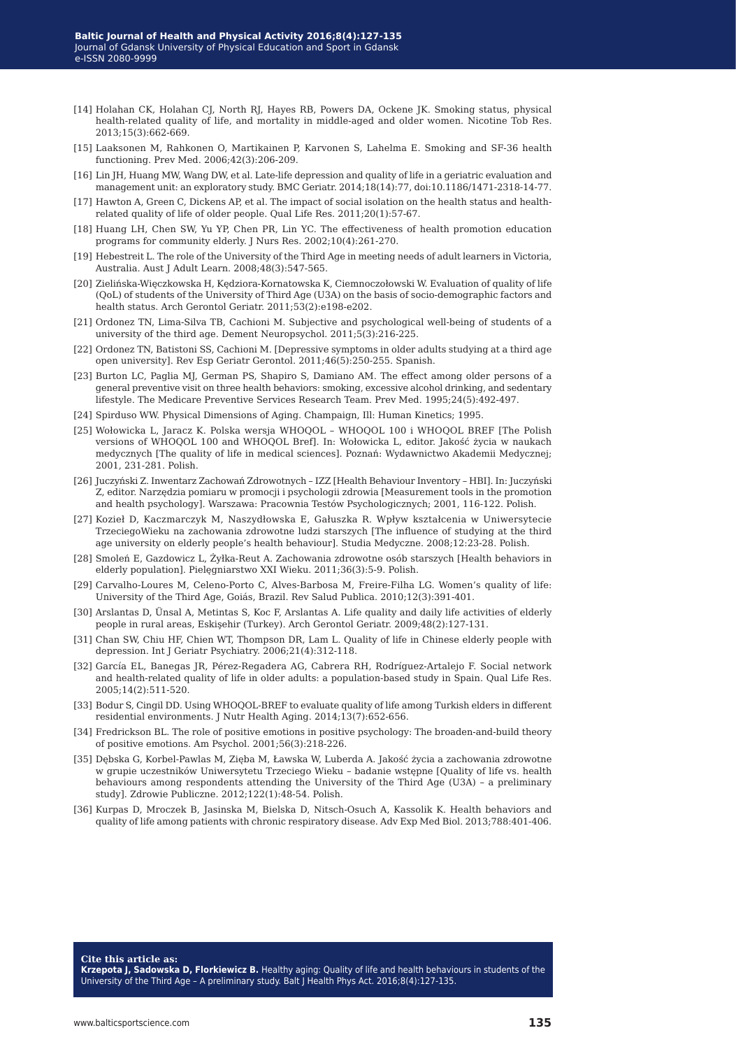[14] Holahan CK, Holahan CJ, North RJ, Hayes RB, Powers DA, Ockene JK. Smoking status, physical health-related quality of life, and mortality in middle-aged and older women. Nicotine Tob Res. 2013;15(3):662-669.

[15] Laaksonen M, Rahkonen O, Martikainen P, Karvonen S, Lahelma E. Smoking and SF-36 health functioning. Prev Med. 2006;42(3):206-209.

[16] Lin JH, Huang MW, Wang DW, et al. Late-life depression and quality of life in a geriatric evaluation and management unit: an exploratory study. BMC Geriatr. 2014;18(14):77, doi:10.1186/1471-2318-14-77.

[17] Hawton A, Green C, Dickens AP, et al. The impact of social isolation on the health status and health-related quality of life of older people. Qual Life Res. 2011;20(1):57-67.

[18] Huang LH, Chen SW, Yu YP, Chen PR, Lin YC. The effectiveness of health promotion education programs for community elderly. J Nurs Res. 2002;10(4):261-270.

[19] Hebestreit L. The role of the University of the Third Age in meeting needs of adult learners in Victoria, Australia. Aust J Adult Learn. 2008;48(3):547-565.

[20] Zielińska-Więczkowska H, Kędziora-Kornatowska K, Ciemnoczołowski W. Evaluation of quality of life (QoL) of students of the University of Third Age (U3A) on the basis of socio-demographic factors and health status. Arch Gerontol Geriatr. 2011;53(2):e198-e202.

[21] Ordonez TN, Lima-Silva TB, Cachioni M. Subjective and psychological well-being of students of a university of the third age. Dement Neuropsychol. 2011;5(3):216-225.

[22] Ordonez TN, Batistoni SS, Cachioni M. [Depressive symptoms in older adults studying at a third age open university]. Rev Esp Geriatr Gerontol. 2011;46(5):250-255. Spanish.

[23] Burton LC, Paglia MJ, German PS, Shapiro S, Damiano AM. The effect among older persons of a general preventive visit on three health behaviors: smoking, excessive alcohol drinking, and sedentary lifestyle. The Medicare Preventive Services Research Team. Prev Med. 1995;24(5):492-497.

[24] Spirduso WW. Physical Dimensions of Aging. Champaign, Ill: Human Kinetics; 1995.

[25] Wołowicka L, Jaracz K. Polska wersja WHOQOL – WHOQOL 100 i WHOQOL BREF [The Polish versions of WHOQOL 100 and WHOQOL Bref]. In: Wołowicka L, editor. Jakość życia w naukach medycznych [The quality of life in medical sciences]. Poznań: Wydawnictwo Akademii Medycznej; 2001, 231-281. Polish.

[26] Juczyński Z. Inwentarz Zachowań Zdrowotnych – IZZ [Health Behaviour Inventory – HBI]. In: Juczyński Z, editor. Narzędzia pomiaru w promocji i psychologii zdrowia [Measurement tools in the promotion and health psychology]. Warszawa: Pracownia Testów Psychologicznych; 2001, 116-122. Polish.

[27] Kozieł D, Kaczmarczyk M, Naszydłowska E, Gałuszka R. Wpływ kształcenia w Uniwersytecie TrzeciegoWieku na zachowania zdrowotne ludzi starszych [The influence of studying at the third age university on elderly people's health behaviour]. Studia Medyczne. 2008;12:23-28. Polish.

[28] Smoleń E, Gazdowicz L, Żyłka-Reut A. Zachowania zdrowotne osób starszych [Health behaviors in elderly population]. Pielęgniarstwo XXI Wieku. 2011;36(3):5-9. Polish.

[29] Carvalho-Loures M, Celeno-Porto C, Alves-Barbosa M, Freire-Filha LG. Women's quality of life: University of the Third Age, Goiás, Brazil. Rev Salud Publica. 2010;12(3):391-401.

[30] Arslantas D, Ünsal A, Metintas S, Koc F, Arslantas A. Life quality and daily life activities of elderly people in rural areas, Eskişehir (Turkey). Arch Gerontol Geriatr. 2009;48(2):127-131.

[31] Chan SW, Chiu HF, Chien WT, Thompson DR, Lam L. Quality of life in Chinese elderly people with depression. Int J Geriatr Psychiatry. 2006;21(4):312-118.

[32] García EL, Banegas JR, Pérez-Regadera AG, Cabrera RH, Rodríguez-Artalejo F. Social network and health-related quality of life in older adults: a population-based study in Spain. Qual Life Res. 2005;14(2):511-520.

[33] Bodur S, Cingil DD. Using WHOQOL-BREF to evaluate quality of life among Turkish elders in different residential environments. J Nutr Health Aging. 2014;13(7):652-656.

[34] Fredrickson BL. The role of positive emotions in positive psychology: The broaden-and-build theory of positive emotions. Am Psychol. 2001;56(3):218-226.

[35] Dębska G, Korbel-Pawlas M, Zięba M, Ławska W, Luberda A. Jakość życia a zachowania zdrowotne w grupie uczestników Uniwersytetu Trzeciego Wieku – badanie wstępne [Quality of life vs. health behaviours among respondents attending the University of the Third Age (U3A) – a preliminary study]. Zdrowie Publiczne. 2012;122(1):48-54. Polish.

[36] Kurpas D, Mroczek B, Jasinska M, Bielska D, Nitsch-Osuch A, Kassolik K. Health behaviors and quality of life among patients with chronic respiratory disease. Adv Exp Med Biol. 2013;788:401-406.

**Cite this article as:**
**Krzepota J, Sadowska D, Florkiewicz B.** Healthy aging: Quality of life and health behaviours in students of the University of the Third Age – A preliminary study. Balt J Health Phys Act. 2016;8(4):127-135.